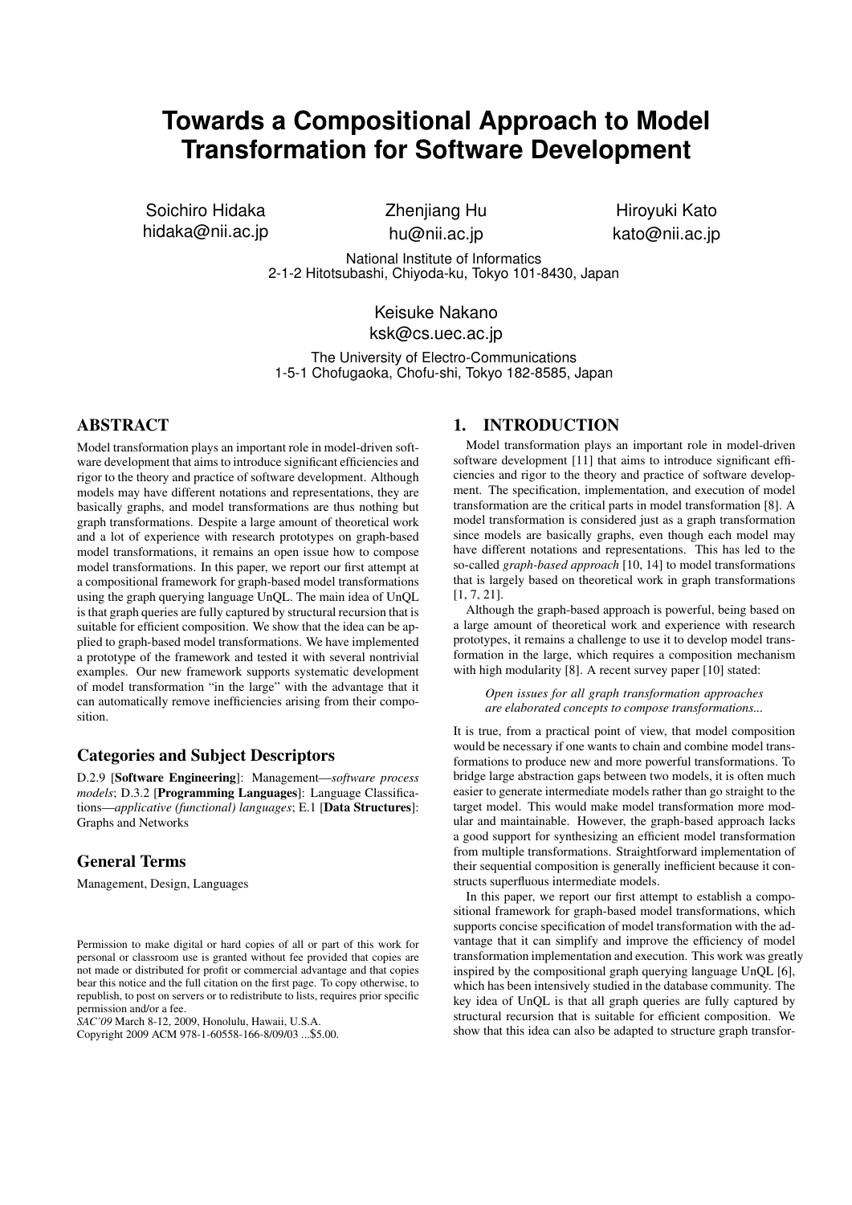# Towards a Compositional Approach to Model Transformation for Software Development

Soichiro Hidaka
hidaka@nii.ac.jp

Zhenjiang Hu
hu@nii.ac.jp

Hiroyuki Kato
kato@nii.ac.jp

National Institute of Informatics
2-1-2 Hitotsubashi, Chiyoda-ku, Tokyo 101-8430, Japan

Keisuke Nakano
ksk@cs.uec.ac.jp

The University of Electro-Communications
1-5-1 Chofugaoka, Chofu-shi, Tokyo 182-8585, Japan

## ABSTRACT

Model transformation plays an important role in model-driven software development that aims to introduce significant efficiencies and rigor to the theory and practice of software development. Although models may have different notations and representations, they are basically graphs, and model transformations are thus nothing but graph transformations. Despite a large amount of theoretical work and a lot of experience with research prototypes on graph-based model transformations, it remains an open issue how to compose model transformations. In this paper, we report our first attempt at a compositional framework for graph-based model transformations using the graph querying language UnQL. The main idea of UnQL is that graph queries are fully captured by structural recursion that is suitable for efficient composition. We show that the idea can be applied to graph-based model transformations. We have implemented a prototype of the framework and tested it with several nontrivial examples. Our new framework supports systematic development of model transformation "in the large" with the advantage that it can automatically remove inefficiencies arising from their composition.

### Categories and Subject Descriptors

D.2.9 [**Software Engineering**]: Management—*software process models*; D.3.2 [**Programming Languages**]: Language Classifications—*applicative (functional) languages*; E.1 [**Data Structures**]: Graphs and Networks

### General Terms

Management, Design, Languages

Permission to make digital or hard copies of all or part of this work for personal or classroom use is granted without fee provided that copies are not made or distributed for profit or commercial advantage and that copies bear this notice and the full citation on the first page. To copy otherwise, to republish, to post on servers or to redistribute to lists, requires prior specific permission and/or a fee.
*SAC'09* March 8-12, 2009, Honolulu, Hawaii, U.S.A.
Copyright 2009 ACM 978-1-60558-166-8/09/03 ...$5.00.

## 1. INTRODUCTION

Model transformation plays an important role in model-driven software development [11] that aims to introduce significant efficiencies and rigor to the theory and practice of software development. The specification, implementation, and execution of model transformation are the critical parts in model transformation [8]. A model transformation is considered just as a graph transformation since models are basically graphs, even though each model may have different notations and representations. This has led to the so-called *graph-based approach* [10, 14] to model transformations that is largely based on theoretical work in graph transformations [1, 7, 21].

Although the graph-based approach is powerful, being based on a large amount of theoretical work and experience with research prototypes, it remains a challenge to use it to develop model transformation in the large, which requires a composition mechanism with high modularity [8]. A recent survey paper [10] stated:

> *Open issues for all graph transformation approaches are elaborated concepts to compose transformations...*

It is true, from a practical point of view, that model composition would be necessary if one wants to chain and combine model transformations to produce new and more powerful transformations. To bridge large abstraction gaps between two models, it is often much easier to generate intermediate models rather than go straight to the target model. This would make model transformation more modular and maintainable. However, the graph-based approach lacks a good support for synthesizing an efficient model transformation from multiple transformations. Straightforward implementation of their sequential composition is generally inefficient because it constructs superfluous intermediate models.

In this paper, we report our first attempt to establish a compositional framework for graph-based model transformations, which supports concise specification of model transformation with the advantage that it can simplify and improve the efficiency of model transformation implementation and execution. This work was greatly inspired by the compositional graph querying language UnQL [6], which has been intensively studied in the database community. The key idea of UnQL is that all graph queries are fully captured by structural recursion that is suitable for efficient composition. We show that this idea can also be adapted to structure graph transfor-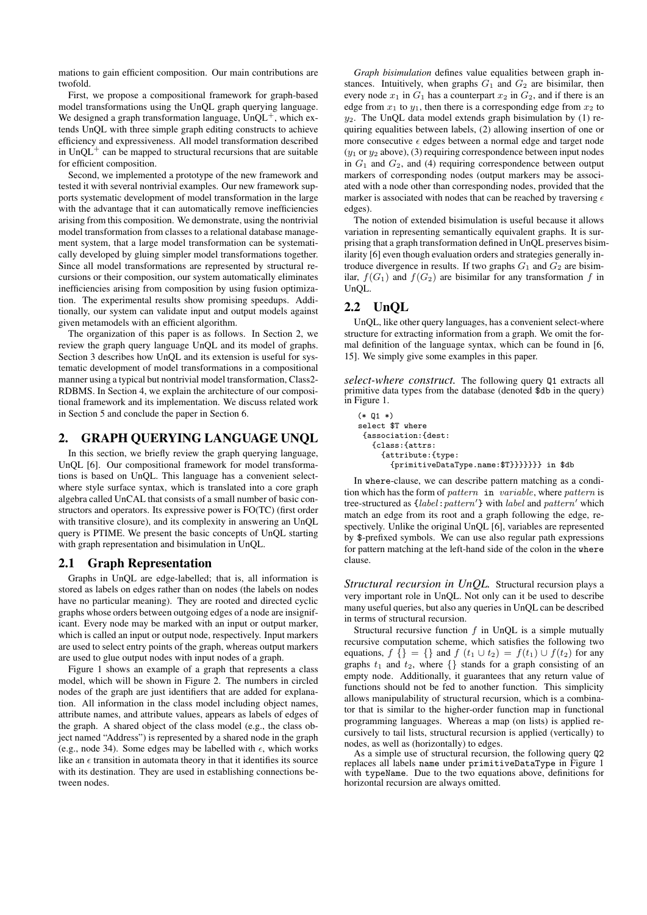mations to gain efficient composition. Our main contributions are twofold.

First, we propose a compositional framework for graph-based model transformations using the UnQL graph querying language. We designed a graph transformation language, UnQL$^+$, which extends UnQL with three simple graph editing constructs to achieve efficiency and expressiveness. All model transformation described in UnQL$^+$ can be mapped to structural recursions that are suitable for efficient composition.

Second, we implemented a prototype of the new framework and tested it with several nontrivial examples. Our new framework supports systematic development of model transformation in the large with the advantage that it can automatically remove inefficiencies arising from this composition. We demonstrate, using the nontrivial model transformation from classes to a relational database management system, that a large model transformation can be systematically developed by gluing simpler model transformations together. Since all model transformations are represented by structural recursions or their composition, our system automatically eliminates inefficiencies arising from composition by using fusion optimization. The experimental results show promising speedups. Additionally, our system can validate input and output models against given metamodels with an efficient algorithm.

The organization of this paper is as follows. In Section 2, we review the graph query language UnQL and its model of graphs. Section 3 describes how UnQL and its extension is useful for systematic development of model transformations in a compositional manner using a typical but nontrivial model transformation, Class2-RDBMS. In Section 4, we explain the architecture of our compositional framework and its implementation. We discuss related work in Section 5 and conclude the paper in Section 6.

## 2. GRAPH QUERYING LANGUAGE UNQL

In this section, we briefly review the graph querying language, UnQL [6]. Our compositional framework for model transformations is based on UnQL. This language has a convenient select-where style surface syntax, which is translated into a core graph algebra called UnCAL that consists of a small number of basic constructors and operators. Its expressive power is FO(TC) (first order with transitive closure), and its complexity in answering an UnQL query is PTIME. We present the basic concepts of UnQL starting with graph representation and bisimulation in UnQL.

### 2.1 Graph Representation

Graphs in UnQL are edge-labelled; that is, all information is stored as labels on edges rather than on nodes (the labels on nodes have no particular meaning). They are rooted and directed cyclic graphs whose orders between outgoing edges of a node are insignificant. Every node may be marked with an input or output marker, which is called an input or output node, respectively. Input markers are used to select entry points of the graph, whereas output markers are used to glue output nodes with input nodes of a graph.

Figure 1 shows an example of a graph that represents a class model, which will be shown in Figure 2. The numbers in circled nodes of the graph are just identifiers that are added for explanation. All information in the class model including object names, attribute names, and attribute values, appears as labels of edges of the graph. A shared object of the class model (e.g., the class object named "Address") is represented by a shared node in the graph (e.g., node 34). Some edges may be labelled with $\epsilon$, which works like an $\epsilon$ transition in automata theory in that it identifies its source with its destination. They are used in establishing connections between nodes.

*Graph bisimulation* defines value equalities between graph instances. Intuitively, when graphs $G_1$ and $G_2$ are bisimilar, then every node $x_1$ in $G_1$ has a counterpart $x_2$ in $G_2$, and if there is an edge from $x_1$ to $y_1$, then there is a corresponding edge from $x_2$ to $y_2$. The UnQL data model extends graph bisimulation by (1) requiring equalities between labels, (2) allowing insertion of one or more consecutive $\epsilon$ edges between a normal edge and target node ($y_1$ or $y_2$ above), (3) requiring correspondence between input nodes in $G_1$ and $G_2$, and (4) requiring correspondence between output markers of corresponding nodes (output markers may be associated with a node other than corresponding nodes, provided that the marker is associated with nodes that can be reached by traversing $\epsilon$ edges).

The notion of extended bisimulation is useful because it allows variation in representing semantically equivalent graphs. It is surprising that a graph transformation defined in UnQL preserves bisimilarity [6] even though evaluation orders and strategies generally introduce divergence in results. If two graphs $G_1$ and $G_2$ are bisimilar, $f(G_1)$ and $f(G_2)$ are bisimilar for any transformation $f$ in UnQL.

### 2.2 UnQL

UnQL, like other query languages, has a convenient select-where structure for extracting information from a graph. We omit the formal definition of the language syntax, which can be found in [6, 15]. We simply give some examples in this paper.

***select-where construct.*** The following query `Q1` extracts all primitive data types from the database (denoted `$db` in the query) in Figure 1.

```
(* Q1 *)
select $T where
 {association:{dest:
   {class:{attrs:
     {attribute:{type:
       {primitiveDataType.name:$T}}}}}}} in $db
```

In `where`-clause, we can describe pattern matching as a condition which has the form of *pattern* `in` *variable*, where *pattern* is tree-structured as {*label* : *pattern*′} with *label* and *pattern*′ which match an edge from its root and a graph following the edge, respectively. Unlike the original UnQL [6], variables are represented by `$`-prefixed symbols. We can use also regular path expressions for pattern matching at the left-hand side of the colon in the `where` clause.

***Structural recursion in UnQL.*** Structural recursion plays a very important role in UnQL. Not only can it be used to describe many useful queries, but also any queries in UnQL can be described in terms of structural recursion.

Structural recursive function $f$ in UnQL is a simple mutually recursive computation scheme, which satisfies the following two equations, $f\ \{\} = \{\}$ and $f\ (t_1 \cup t_2) = f(t_1) \cup f(t_2)$ for any graphs $t_1$ and $t_2$, where $\{\}$ stands for a graph consisting of an empty node. Additionally, it guarantees that any return value of functions should not be fed to another function. This simplicity allows manipulability of structural recursion, which is a combinator that is similar to the higher-order function map in functional programming languages. Whereas a map (on lists) is applied recursively to tail lists, structural recursion is applied (vertically) to nodes, as well as (horizontally) to edges.

As a simple use of structural recursion, the following query `Q2` replaces all labels `name` under `primitiveDataType` in Figure 1 with `typeName`. Due to the two equations above, definitions for horizontal recursion are always omitted.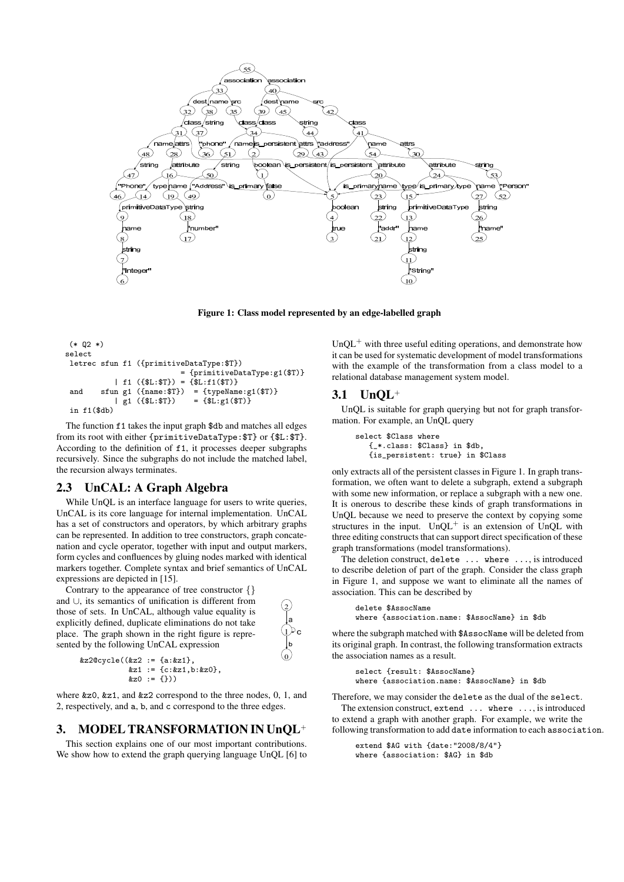Figure 1: Class model represented by an edge-labelled graph

```
(* Q2 *)
select
 letrec sfun f1 ({primitiveDataType:$T})
                    = {primitiveDataType:g1($T)}
          | f1 ({$L:$T}) = {$L:f1($T)}
 and    sfun g1 ({name:$T})  = {typeName:g1($T)}
          | g1 ({$L:$T})    = {$L:g1($T)}
 in f1($db)
```

The function f1 takes the input graph $db and matches all edges from its root with either {primitiveDataType:$T} or {$L:$T}. According to the definition of f1, it processes deeper subgraphs recursively. Since the subgraphs do not include the matched label, the recursion always terminates.

## 2.3 UnCAL: A Graph Algebra

While UnQL is an interface language for users to write queries, UnCAL is its core language for internal implementation. UnCAL has a set of constructors and operators, by which arbitrary graphs can be represented. In addition to tree constructors, graph concatenation and cycle operator, together with input and output markers, form cycles and confluences by gluing nodes marked with identical markers together. Complete syntax and brief semantics of UnCAL expressions are depicted in [15].

Contrary to the appearance of tree constructor {} and $\cup$, its semantics of unification is different from those of sets. In UnCAL, although value equality is explicitly defined, duplicate eliminations do not take place. The graph shown in the right figure is represented by the following UnCAL expression

```
&z2@cycle((&z2 := {a:&z1},
           &z1 := {c:&z1,b:&z0},
           &z0 := {}))
```

where &z0, &z1, and &z2 correspond to the three nodes, 0, 1, and 2, respectively, and a, b, and c correspond to the three edges.

# 3. MODEL TRANSFORMATION IN UnQL$^+$

This section explains one of our most important contributions. We show how to extend the graph querying language UnQL [6] to UnQL$^+$ with three useful editing operations, and demonstrate how it can be used for systematic development of model transformations with the example of the transformation from a class model to a relational database management system model.

## 3.1 UnQL$^+$

UnQL is suitable for graph querying but not for graph transformation. For example, an UnQL query

```
select $Class where
   {_*.class: $Class} in $db,
   {is_persistent: true} in $Class
```

only extracts all of the persistent classes in Figure 1. In graph transformation, we often want to delete a subgraph, extend a subgraph with some new information, or replace a subgraph with a new one. It is onerous to describe these kinds of graph transformations in UnQL because we need to preserve the context by copying some structures in the input. UnQL$^+$ is an extension of UnQL with three editing constructs that can support direct specification of these graph transformations (model transformations).

The deletion construct, `delete ... where ...`, is introduced to describe deletion of part of the graph. Consider the class graph in Figure 1, and suppose we want to eliminate all the names of association. This can be described by

```
delete $AssocName
where {association.name: $AssocName} in $db
```

where the subgraph matched with $AssocName will be deleted from its original graph. In contrast, the following transformation extracts the association names as a result.

```
select {result: $AssocName}
where {association.name: $AssocName} in $db
```

Therefore, we may consider the delete as the dual of the select.

The extension construct, `extend ... where ...`, is introduced to extend a graph with another graph. For example, we write the following transformation to add date information to each association.

```
extend $AG with {date:"2008/8/4"}
where {association: $AG} in $db
```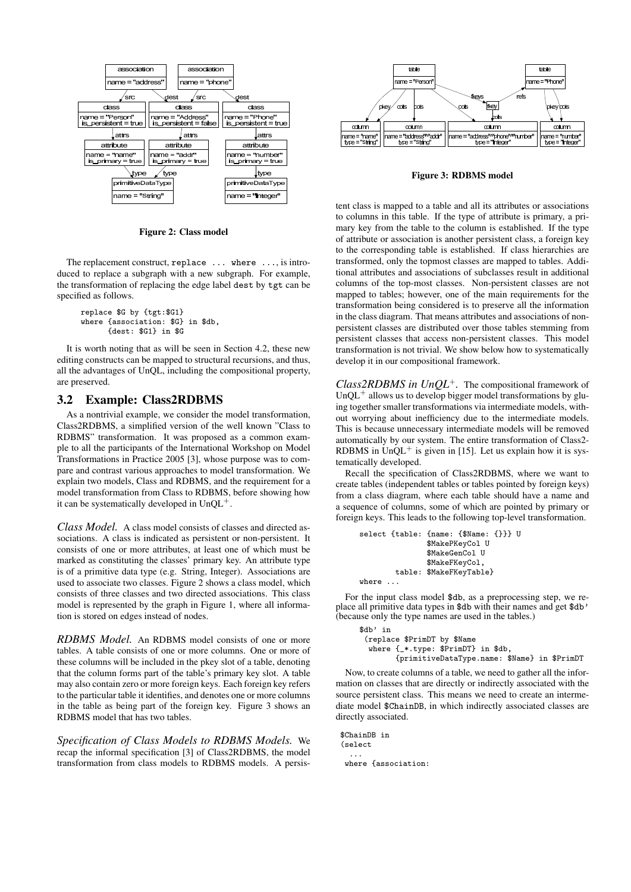Figure 2: Class model

The replacement construct, `replace ... where ...`, is introduced to replace a subgraph with a new subgraph. For example, the transformation of replacing the edge label `dest` by `tgt` can be specified as follows.

```
replace $G by {tgt:$G1}
where {association: $G} in $db,
      {dest: $G1} in $G
```

It is worth noting that as will be seen in Section 4.2, these new editing constructs can be mapped to structural recursions, and thus, all the advantages of UnQL, including the compositional property, are preserved.

## 3.2 Example: Class2RDBMS

As a nontrivial example, we consider the model transformation, Class2RDBMS, a simplified version of the well known "Class to RDBMS" transformation. It was proposed as a common example to all the participants of the International Workshop on Model Transformations in Practice 2005 [3], whose purpose was to compare and contrast various approaches to model transformation. We explain two models, Class and RDBMS, and the requirement for a model transformation from Class to RDBMS, before showing how it can be systematically developed in UnQL$^+$.

*Class Model.* A class model consists of classes and directed associations. A class is indicated as persistent or non-persistent. It consists of one or more attributes, at least one of which must be marked as constituting the classes' primary key. An attribute type is of a primitive data type (e.g. String, Integer). Associations are used to associate two classes. Figure 2 shows a class model, which consists of three classes and two directed associations. This class model is represented by the graph in Figure 1, where all information is stored on edges instead of nodes.

*RDBMS Model.* An RDBMS model consists of one or more tables. A table consists of one or more columns. One or more of these columns will be included in the pkey slot of a table, denoting that the column forms part of the table's primary key slot. A table may also contain zero or more foreign keys. Each foreign key refers to the particular table it identifies, and denotes one or more columns in the table as being part of the foreign key. Figure 3 shows an RDBMS model that has two tables.

*Specification of Class Models to RDBMS Models.* We recap the informal specification [3] of Class2RDBMS, the model transformation from class models to RDBMS models. A persistent class is mapped to a table and all its attributes or associations to columns in this table. If the type of attribute is primary, a primary key from the table to the column is established. If the type of attribute or association is another persistent class, a foreign key to the corresponding table is established. If class hierarchies are transformed, only the topmost classes are mapped to tables. Additional attributes and associations of subclasses result in additional columns of the top-most classes. Non-persistent classes are not mapped to tables; however, one of the main requirements for the transformation being considered is to preserve all the information in the class diagram. That means attributes and associations of non-persistent classes are distributed over those tables stemming from persistent classes that access non-persistent classes. This model transformation is not trivial. We show below how to systematically develop it in our compositional framework.

Figure 3: RDBMS model

*Class2RDBMS in UnQL$^+$.* The compositional framework of UnQL$^+$ allows us to develop bigger model transformations by gluing together smaller transformations via intermediate models, without worrying about inefficiency due to the intermediate models. This is because unnecessary intermediate models will be removed automatically by our system. The entire transformation of Class2-RDBMS in UnQL$^+$ is given in [15]. Let us explain how it is systematically developed.

Recall the specification of Class2RDBMS, where we want to create tables (independent tables or tables pointed by foreign keys) from a class diagram, where each table should have a name and a sequence of columns, some of which are pointed by primary or foreign keys. This leads to the following top-level transformation.

```
select {table: {name: {$Name: {}}} U
               $MakePKeyCol U
               $MakeGenCol U
               $MakeFKeyCol,
        table: $MakeFKeyTable}
where ...
```

For the input class model `$db`, as a preprocessing step, we replace all primitive data types in `$db` with their names and get `$db'` (because only the type names are used in the tables.)

```
$db' in
 (replace $PrimDT by $Name
  where {_*.type: $PrimDT} in $db,
        {primitiveDataType.name: $Name} in $PrimDT
```

Now, to create columns of a table, we need to gather all the information on classes that are directly or indirectly associated with the source persistent class. This means we need to create an intermediate model `$ChainDB`, in which indirectly associated classes are directly associated.

```
$ChainDB in
(select
  ...
 where {association:
```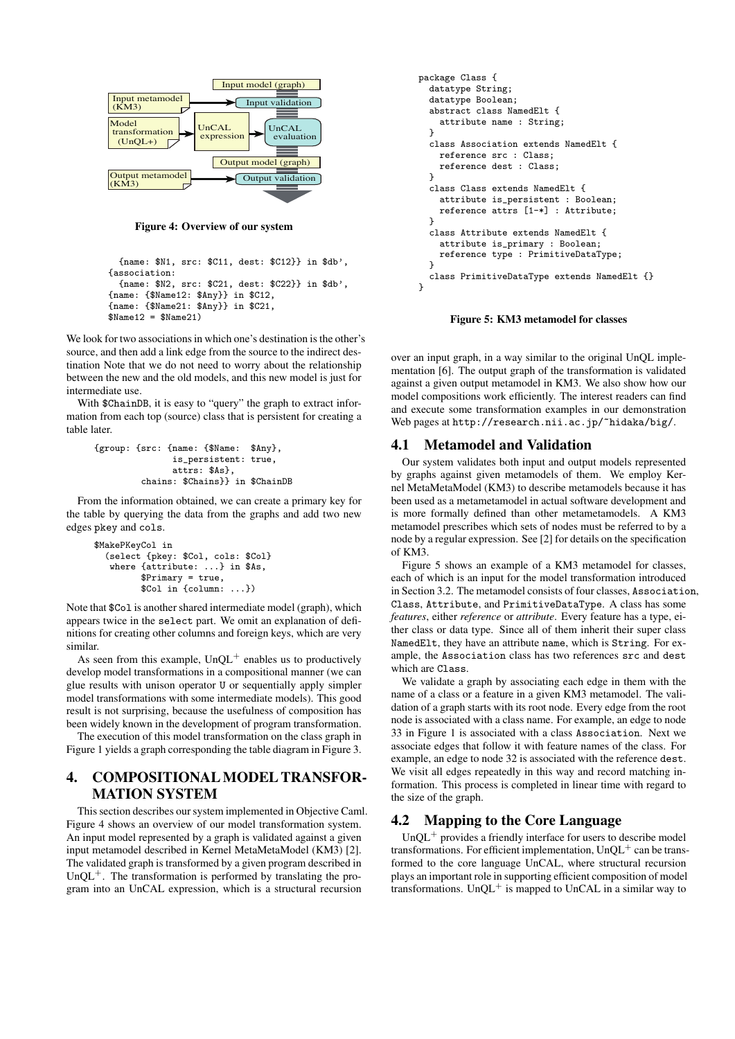Figure 4: Overview of our system

```
  {name: $N1, src: $C11, dest: $C12}} in $db',
{association:
  {name: $N2, src: $C21, dest: $C22}} in $db',
{name: {$Name12: $Any}} in $C12,
{name: {$Name21: $Any}} in $C21,
$Name12 = $Name21)
```

We look for two associations in which one's destination is the other's source, and then add a link edge from the source to the indirect destination Note that we do not need to worry about the relationship between the new and the old models, and this new model is just for intermediate use.

With `$ChainDB`, it is easy to "query" the graph to extract information from each top (source) class that is persistent for creating a table later.

```
{group: {src: {name: {$Name:  $Any},
               is_persistent: true,
               attrs: $As},
         chains: $Chains}} in $ChainDB
```

From the information obtained, we can create a primary key for the table by querying the data from the graphs and add two new edges `pkey` and `cols`.

```
$MakePKeyCol in
  (select {pkey: $Col, cols: $Col}
   where {attribute: ...} in $As,
         $Primary = true,
         $Col in {column: ...})
```

Note that `$Col` is another shared intermediate model (graph), which appears twice in the `select` part. We omit an explanation of definitions for creating other columns and foreign keys, which are very similar.

As seen from this example, $\text{UnQL}^+$ enables us to productively develop model transformations in a compositional manner (we can glue results with unison operator `U` or sequentially apply simpler model transformations with some intermediate models). This good result is not surprising, because the usefulness of composition has been widely known in the development of program transformation.

The execution of this model transformation on the class graph in Figure 1 yields a graph corresponding the table diagram in Figure 3.

## 4. COMPOSITIONAL MODEL TRANSFORMATION SYSTEM

This section describes our system implemented in Objective Caml. Figure 4 shows an overview of our model transformation system. An input model represented by a graph is validated against a given input metamodel described in Kernel MetaMetaModel (KM3) [2]. The validated graph is transformed by a given program described in $\text{UnQL}^+$. The transformation is performed by translating the program into an UnCAL expression, which is a structural recursion over an input graph, in a way similar to the original UnQL implementation [6]. The output graph of the transformation is validated against a given output metamodel in KM3. We also show how our model compositions work efficiently. The interest readers can find and execute some transformation examples in our demonstration Web pages at `http://research.nii.ac.jp/~hidaka/big/`.

```
package Class {
  datatype String;
  datatype Boolean;
  abstract class NamedElt {
    attribute name : String;
  }
  class Association extends NamedElt {
    reference src : Class;
    reference dest : Class;
  }
  class Class extends NamedElt {
    attribute is_persistent : Boolean;
    reference attrs [1-*] : Attribute;
  }
  class Attribute extends NamedElt {
    attribute is_primary : Boolean;
    reference type : PrimitiveDataType;
  }
  class PrimitiveDataType extends NamedElt {}
}
```

Figure 5: KM3 metamodel for classes

### 4.1 Metamodel and Validation

Our system validates both input and output models represented by graphs against given metamodels of them. We employ Kernel MetaMetaModel (KM3) to describe metamodels because it has been used as a metametamodel in actual software development and is more formally defined than other metametamodels. A KM3 metamodel prescribes which sets of nodes must be referred to by a node by a regular expression. See [2] for details on the specification of KM3.

Figure 5 shows an example of a KM3 metamodel for classes, each of which is an input for the model transformation introduced in Section 3.2. The metamodel consists of four classes, `Association`, `Class`, `Attribute`, and `PrimitiveDataType`. A class has some *features*, either *reference* or *attribute*. Every feature has a type, either class or data type. Since all of them inherit their super class `NamedElt`, they have an attribute `name`, which is `String`. For example, the `Association` class has two references `src` and `dest` which are `Class`.

We validate a graph by associating each edge in them with the name of a class or a feature in a given KM3 metamodel. The validation of a graph starts with its root node. Every edge from the root node is associated with a class name. For example, an edge to node 33 in Figure 1 is associated with a class `Association`. Next we associate edges that follow it with feature names of the class. For example, an edge to node 32 is associated with the reference `dest`. We visit all edges repeatedly in this way and record matching information. This process is completed in linear time with regard to the size of the graph.

### 4.2 Mapping to the Core Language

$\text{UnQL}^+$ provides a friendly interface for users to describe model transformations. For efficient implementation, $\text{UnQL}^+$ can be transformed to the core language UnCAL, where structural recursion plays an important role in supporting efficient composition of model transformations. $\text{UnQL}^+$ is mapped to UnCAL in a similar way to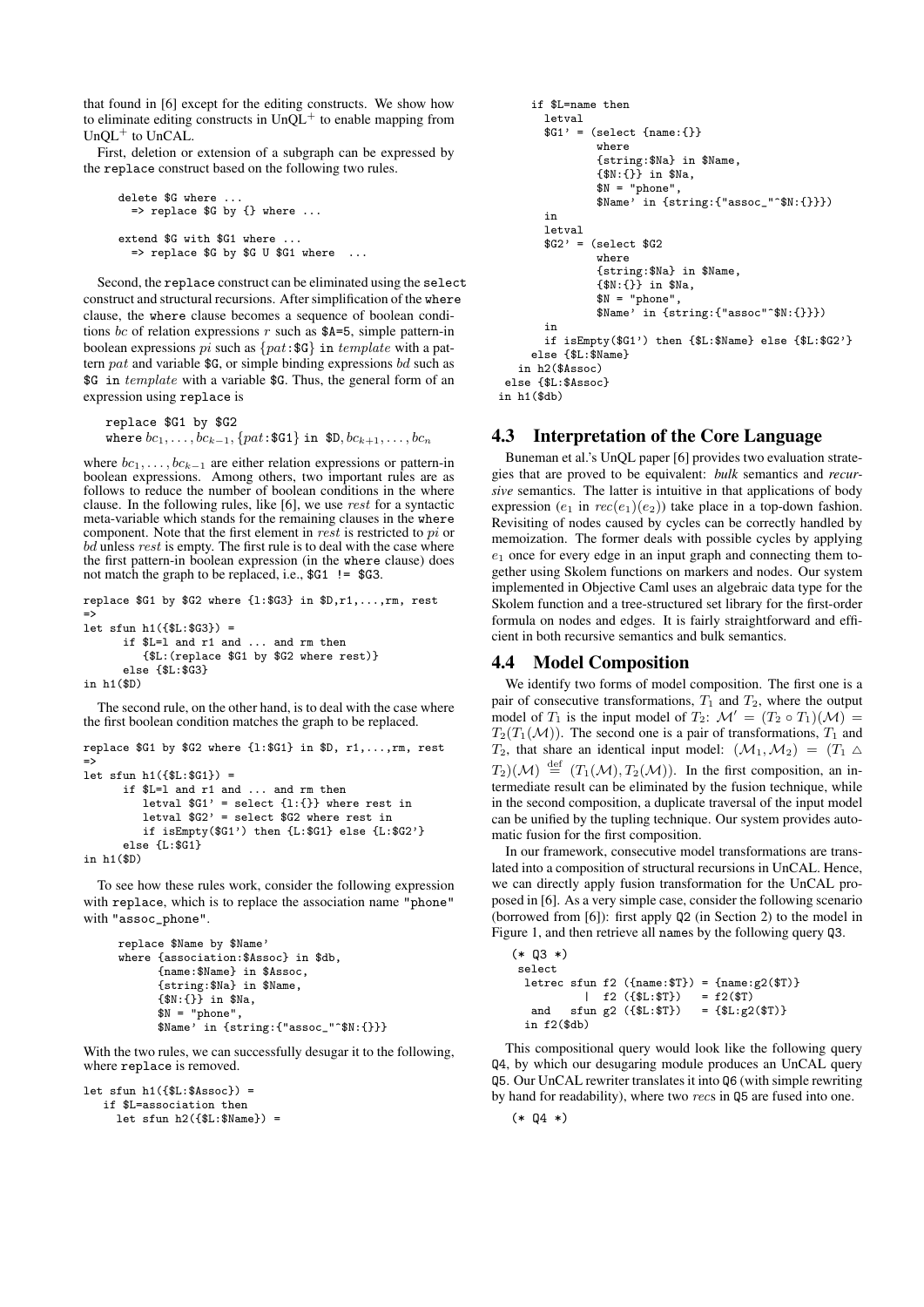that found in [6] except for the editing constructs. We show how to eliminate editing constructs in UnQL$^+$ to enable mapping from UnQL$^+$ to UnCAL.

First, deletion or extension of a subgraph can be expressed by the `replace` construct based on the following two rules.

```
delete $G where ...
  => replace $G by {} where ...

extend $G with $G1 where ...
  => replace $G by $G U $G1 where  ...
```

Second, the `replace` construct can be eliminated using the `select` construct and structural recursions. After simplification of the `where` clause, the `where` clause becomes a sequence of boolean conditions $bc$ of relation expressions $r$ such as `$A=5`, simple pattern-in boolean expressions $pi$ such as $\{pat$`:$G`$\}$ `in` $template$ with a pattern $pat$ and variable `$G`, or simple binding expressions $bd$ such as `$G in` $template$ with a variable `$G`. Thus, the general form of an expression using `replace` is

replace `$G1` by `$G2`
where $bc_1, \ldots, bc_{k-1}, \{pat$`:$G1`$\}$ in `$D`$, bc_{k+1}, \ldots, bc_n$

where $bc_1, \ldots, bc_{k-1}$ are either relation expressions or pattern-in boolean expressions. Among others, two important rules are as follows to reduce the number of boolean conditions in the where clause. In the following rules, like [6], we use $rest$ for a syntactic meta-variable which stands for the remaining clauses in the `where` component. Note that the first element in $rest$ is restricted to $pi$ or $bd$ unless $rest$ is empty. The first rule is to deal with the case where the first pattern-in boolean expression (in the `where` clause) does not match the graph to be replaced, i.e., `$G1 != $G3`.

```
replace $G1 by $G2 where {l:$G3} in $D,r1,...,rm, rest
=>
let sfun h1({$L:$G3}) =
      if $L=l and r1 and ... and rm then
         {$L:(replace $G1 by $G2 where rest)}
      else {$L:$G3}
in h1($D)
```

The second rule, on the other hand, is to deal with the case where the first boolean condition matches the graph to be replaced.

```
replace $G1 by $G2 where {l:$G1} in $D, r1,...,rm, rest
=>
let sfun h1({$L:$G1}) =
      if $L=l and r1 and ... and rm then
         letval $G1' = select {l:{}} where rest in
         letval $G2' = select $G2 where rest in
         if isEmpty($G1') then {L:$G1} else {L:$G2'}
      else {L:$G1}
in h1($D)
```

To see how these rules work, consider the following expression with `replace`, which is to replace the association name `"phone"` with `"assoc_phone"`.

```
replace $Name by $Name'
where {association:$Assoc} in $db,
      {name:$Name} in $Assoc,
      {string:$Na} in $Name,
      {$N:{}} in $Na,
      $N = "phone",
      $Name' in {string:{"assoc_"^$N:{}}}
```

With the two rules, we can successfully desugar it to the following, where `replace` is removed.

```
let sfun h1({$L:$Assoc}) =
   if $L=association then
     let sfun h2({$L:$Name}) =
       if $L=name then
         letval
         $G1' = (select {name:{}}
                 where
                 {string:$Na} in $Name,
                 {$N:{}} in $Na,
                 $N = "phone",
                 $Name' in {string:{"assoc_"^$N:{}}})
         in
         letval
         $G2' = (select $G2
                 where
                 {string:$Na} in $Name,
                 {$N:{}} in $Na,
                 $N = "phone",
                 $Name' in {string:{"assoc"^$N:{}}})
         in
         if isEmpty($G1') then {$L:$Name} else {$L:$G2'}
       else {$L:$Name}
     in h2($Assoc)
   else {$L:$Assoc}
in h1($db)
```

## 4.3 Interpretation of the Core Language

Buneman et al.'s UnQL paper [6] provides two evaluation strategies that are proved to be equivalent: *bulk* semantics and *recursive* semantics. The latter is intuitive in that applications of body expression ($e_1$ in $rec(e_1)(e_2)$) take place in a top-down fashion. Revisiting of nodes caused by cycles can be correctly handled by memoization. The former deals with possible cycles by applying $e_1$ once for every edge in an input graph and connecting them together using Skolem functions on markers and nodes. Our system implemented in Objective Caml uses an algebraic data type for the Skolem function and a tree-structured set library for the first-order formula on nodes and edges. It is fairly straightforward and efficient in both recursive semantics and bulk semantics.

## 4.4 Model Composition

We identify two forms of model composition. The first one is a pair of consecutive transformations, $T_1$ and $T_2$, where the output model of $T_1$ is the input model of $T_2$: $\mathcal{M}' = (T_2 \circ T_1)(\mathcal{M}) = T_2(T_1(\mathcal{M}))$. The second one is a pair of transformations, $T_1$ and $T_2$, that share an identical input model: $(\mathcal{M}_1, \mathcal{M}_2) = (T_1 \triangle T_2)(\mathcal{M}) \stackrel{\text{def}}{=} (T_1(\mathcal{M}), T_2(\mathcal{M}))$. In the first composition, an intermediate result can be eliminated by the fusion technique, while in the second composition, a duplicate traversal of the input model can be unified by the tupling technique. Our system provides automatic fusion for the first composition.

In our framework, consecutive model transformations are translated into a composition of structural recursions in UnCAL. Hence, we can directly apply fusion transformation for the UnCAL proposed in [6]. As a very simple case, consider the following scenario (borrowed from [6]): first apply `Q2` (in Section 2) to the model in Figure 1, and then retrieve all `name`s by the following query `Q3`.

```
(* Q3 *)
select
  letrec sfun f2 ({name:$T}) = {name:g2($T)}
           |  f2 ({$L:$T})   = f2($T)
   and   sfun g2 ({$L:$T})   = {$L:g2($T)}
   in f2($db)
```

This compositional query would look like the following query `Q4`, by which our desugaring module produces an UnCAL query `Q5`. Our UnCAL rewriter translates it into `Q6` (with simple rewriting by hand for readability), where two $recs$ in `Q5` are fused into one.

```
(* Q4 *)
```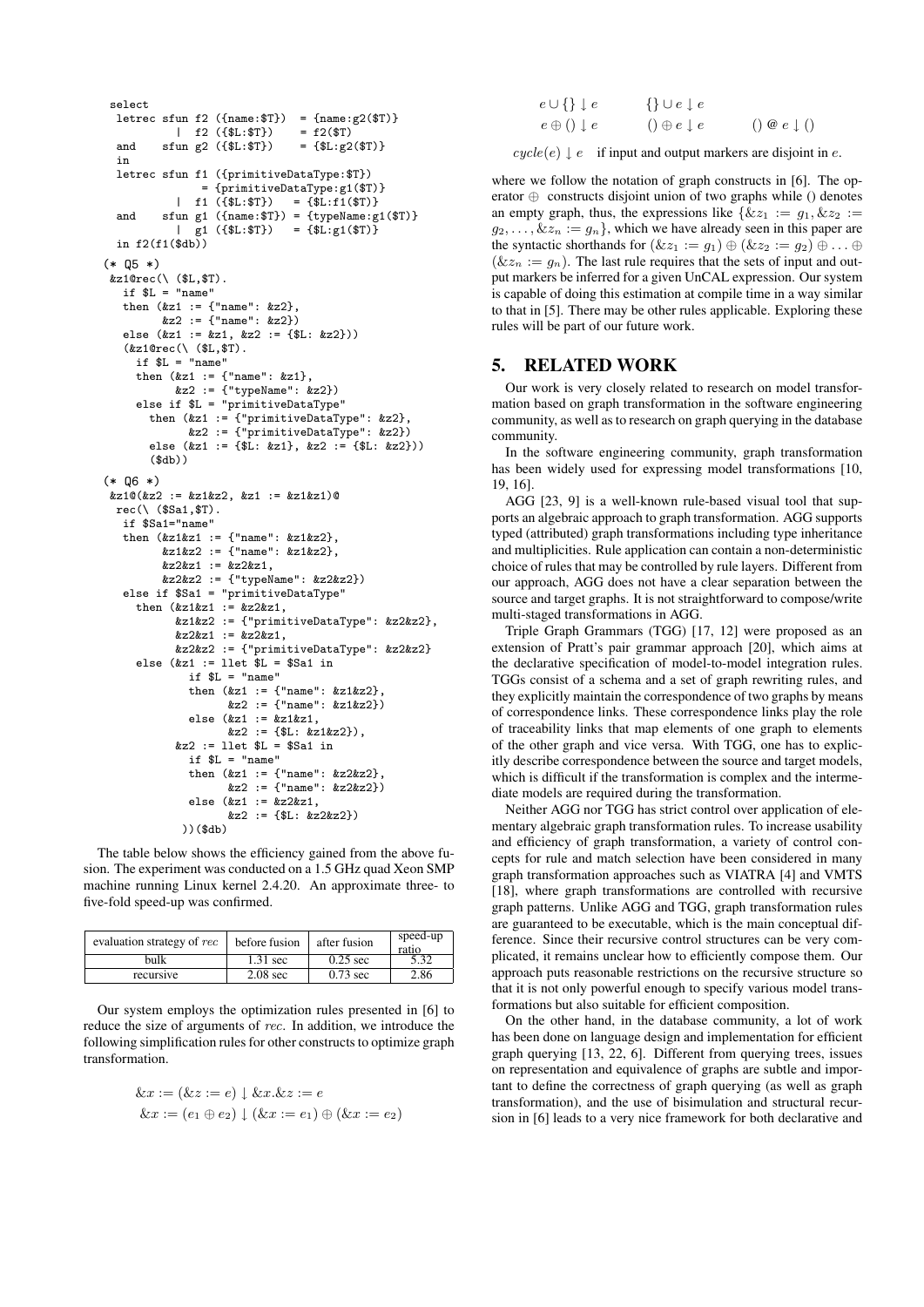```
select
 letrec sfun f2 ({name:$T}) = {name:g2($T)}
         |  f2 ({$L:$T})    = f2($T)
 and    sfun g2 ({$L:$T})    = {$L:g2($T)}
 in
 letrec sfun f1 ({primitiveDataType:$T})
              = {primitiveDataType:g1($T)}
         |  f1 ({$L:$T})    = {$L:f1($T)}
 and    sfun g1 ({name:$T}) = {typeName:g1($T)}
         |  g1 ({$L:$T})    = {$L:g1($T)}
 in f2(f1($db))
```

```
(* Q5 *)
 &z1@rec(\ ($L,$T).
   if $L = "name"
   then (&z1 := {"name": &z2},
         &z2 := {"name": &z2})
   else (&z1 := &z1, &z2 := {$L: &z2}))
   (&z1@rec(\ ($L,$T).
     if $L = "name"
     then (&z1 := {"name": &z1},
           &z2 := {"typeName": &z2})
     else if $L = "primitiveDataType"
       then (&z1 := {"primitiveDataType": &z2},
             &z2 := {"primitiveDataType": &z2})
       else (&z1 := {$L: &z1}, &z2 := {$L: &z2}))
       ($db))
```

```
(* Q6 *)
 &z1@(&z2 := &z1&z2, &z1 := &z1&z1)@
  rec(\ ($Sa1,$T).
   if $Sa1="name"
   then (&z1&z1 := {"name": &z1&z2},
         &z1&z2 := {"name": &z1&z2},
         &z2&z1 := &z2&z1,
         &z2&z2 := {"typeName": &z2&z2})
   else if $Sa1 = "primitiveDataType"
     then (&z1&z1 := &z2&z1,
           &z1&z2 := {"primitiveDataType": &z2&z2},
           &z2&z1 := &z2&z1,
           &z2&z2 := {"primitiveDataType": &z2&z2}
     else (&z1 := llet $L = $Sa1 in
             if $L = "name"
             then (&z1 := {"name": &z1&z2},
                   &z2 := {"name": &z1&z2})
             else (&z1 := &z1&z1,
                   &z2 := {$L: &z1&z2}),
           &z2 := llet $L = $Sa1 in
             if $L = "name"
             then (&z1 := {"name": &z2&z2},
                   &z2 := {"name": &z2&z2})
             else (&z1 := &z2&z1,
                   &z2 := {$L: &z2&z2})
           ))($db)
```

The table below shows the efficiency gained from the above fusion. The experiment was conducted on a 1.5 GHz quad Xeon SMP machine running Linux kernel 2.4.20. An approximate three- to five-fold speed-up was confirmed.

| evaluation strategy of *rec* | before fusion | after fusion | speed-up ratio |
|---|---|---|---|
| bulk | 1.31 sec | 0.25 sec | 5.32 |
| recursive | 2.08 sec | 0.73 sec | 2.86 |

Our system employs the optimization rules presented in [6] to reduce the size of arguments of *rec*. In addition, we introduce the following simplification rules for other constructs to optimize graph transformation.

$$\&x := (\&z := e) \downarrow \&x.\&z := e$$

$$\&x := (e_1 \oplus e_2) \downarrow (\&x := e_1) \oplus (\&x := e_2)$$

$$e \cup \{\} \downarrow e \qquad \{\} \cup e \downarrow e$$

$$e \oplus () \downarrow e \qquad () \oplus e \downarrow e \qquad () \mathbin{@} e \downarrow ()$$

$$cycle(e) \downarrow e \quad \text{if input and output markers are disjoint in } e.$$

where we follow the notation of graph constructs in [6]. The operator $\oplus$ constructs disjoint union of two graphs while () denotes an empty graph, thus, the expressions like $\{\&z_1 := g_1, \&z_2 := g_2, \ldots, \&z_n := g_n\}$, which we have already seen in this paper are the syntactic shorthands for $(\&z_1 := g_1) \oplus (\&z_2 := g_2) \oplus \ldots \oplus (\&z_n := g_n)$. The last rule requires that the sets of input and output markers be inferred for a given UnCAL expression. Our system is capable of doing this estimation at compile time in a way similar to that in [5]. There may be other rules applicable. Exploring these rules will be part of our future work.

## 5. RELATED WORK

Our work is very closely related to research on model transformation based on graph transformation in the software engineering community, as well as to research on graph querying in the database community.

In the software engineering community, graph transformation has been widely used for expressing model transformations [10, 19, 16].

AGG [23, 9] is a well-known rule-based visual tool that supports an algebraic approach to graph transformation. AGG supports typed (attributed) graph transformations including type inheritance and multiplicities. Rule application can contain a non-deterministic choice of rules that may be controlled by rule layers. Different from our approach, AGG does not have a clear separation between the source and target graphs. It is not straightforward to compose/write multi-staged transformations in AGG.

Triple Graph Grammars (TGG) [17, 12] were proposed as an extension of Pratt's pair grammar approach [20], which aims at the declarative specification of model-to-model integration rules. TGGs consist of a schema and a set of graph rewriting rules, and they explicitly maintain the correspondence of two graphs by means of correspondence links. These correspondence links play the role of traceability links that map elements of one graph to elements of the other graph and vice versa. With TGG, one has to explicitly describe correspondence between the source and target models, which is difficult if the transformation is complex and the intermediate models are required during the transformation.

Neither AGG nor TGG has strict control over application of elementary algebraic graph transformation rules. To increase usability and efficiency of graph transformation, a variety of control concepts for rule and match selection have been considered in many graph transformation approaches such as VIATRA [4] and VMTS [18], where graph transformations are controlled with recursive graph patterns. Unlike AGG and TGG, graph transformation rules are guaranteed to be executable, which is the main conceptual difference. Since their recursive control structures can be very complicated, it remains unclear how to efficiently compose them. Our approach puts reasonable restrictions on the recursive structure so that it is not only powerful enough to specify various model transformations but also suitable for efficient composition.

On the other hand, in the database community, a lot of work has been done on language design and implementation for efficient graph querying [13, 22, 6]. Different from querying trees, issues on representation and equivalence of graphs are subtle and important to define the correctness of graph querying (as well as graph transformation), and the use of bisimulation and structural recursion in [6] leads to a very nice framework for both declarative and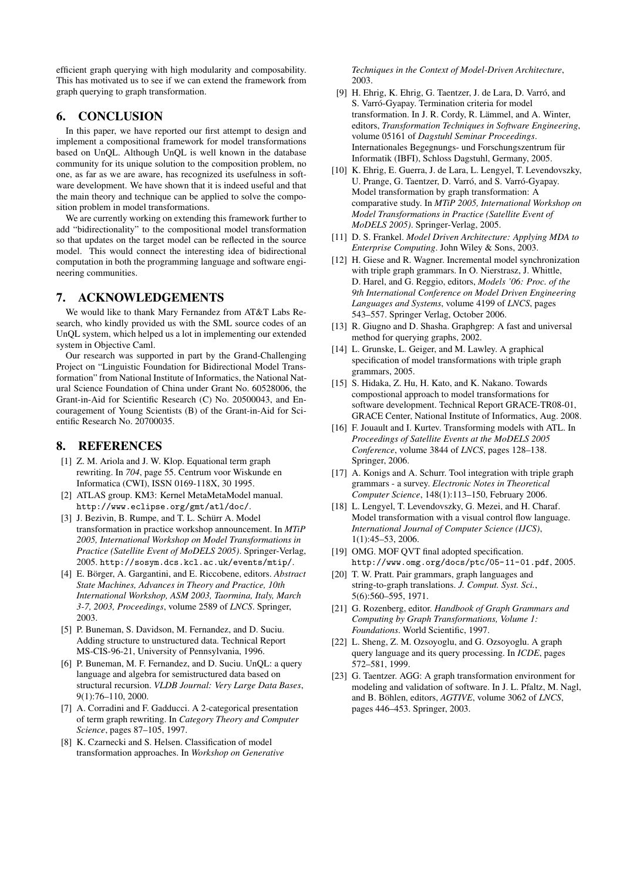efficient graph querying with high modularity and composability. This has motivated us to see if we can extend the framework from graph querying to graph transformation.

## 6. CONCLUSION

In this paper, we have reported our first attempt to design and implement a compositional framework for model transformations based on UnQL. Although UnQL is well known in the database community for its unique solution to the composition problem, no one, as far as we are aware, has recognized its usefulness in software development. We have shown that it is indeed useful and that the main theory and technique can be applied to solve the composition problem in model transformations.

We are currently working on extending this framework further to add "bidirectionality" to the compositional model transformation so that updates on the target model can be reflected in the source model. This would connect the interesting idea of bidirectional computation in both the programming language and software engineering communities.

## 7. ACKNOWLEDGEMENTS

We would like to thank Mary Fernandez from AT&T Labs Research, who kindly provided us with the SML source codes of an UnQL system, which helped us a lot in implementing our extended system in Objective Caml.

Our research was supported in part by the Grand-Challenging Project on "Linguistic Foundation for Bidirectional Model Transformation" from National Institute of Informatics, the National Natural Science Foundation of China under Grant No. 60528006, the Grant-in-Aid for Scientific Research (C) No. 20500043, and Encouragement of Young Scientists (B) of the Grant-in-Aid for Scientific Research No. 20700035.

## 8. REFERENCES

[1] Z. M. Ariola and J. W. Klop. Equational term graph rewriting. In *704*, page 55. Centrum voor Wiskunde en Informatica (CWI), ISSN 0169-118X, 30 1995.

[2] ATLAS group. KM3: Kernel MetaMetaModel manual. http://www.eclipse.org/gmt/atl/doc/.

[3] J. Bezivin, B. Rumpe, and T. L. Schürr A. Model transformation in practice workshop announcement. In *MTiP 2005, International Workshop on Model Transformations in Practice (Satellite Event of MoDELS 2005)*. Springer-Verlag, 2005. http://sosym.dcs.kcl.ac.uk/events/mtip/.

[4] E. Börger, A. Gargantini, and E. Riccobene, editors. *Abstract State Machines, Advances in Theory and Practice, 10th International Workshop, ASM 2003, Taormina, Italy, March 3-7, 2003, Proceedings*, volume 2589 of *LNCS*. Springer, 2003.

[5] P. Buneman, S. Davidson, M. Fernandez, and D. Suciu. Adding structure to unstructured data. Technical Report MS-CIS-96-21, University of Pennsylvania, 1996.

[6] P. Buneman, M. F. Fernandez, and D. Suciu. UnQL: a query language and algebra for semistructured data based on structural recursion. *VLDB Journal: Very Large Data Bases*, 9(1):76–110, 2000.

[7] A. Corradini and F. Gadducci. A 2-categorical presentation of term graph rewriting. In *Category Theory and Computer Science*, pages 87–105, 1997.

[8] K. Czarnecki and S. Helsen. Classification of model transformation approaches. In *Workshop on Generative Techniques in the Context of Model-Driven Architecture*, 2003.

[9] H. Ehrig, K. Ehrig, G. Taentzer, J. de Lara, D. Varró, and S. Varró-Gyapay. Termination criteria for model transformation. In J. R. Cordy, R. Lämmel, and A. Winter, editors, *Transformation Techniques in Software Engineering*, volume 05161 of *Dagstuhl Seminar Proceedings*. Internationales Begegnungs- und Forschungszentrum für Informatik (IBFI), Schloss Dagstuhl, Germany, 2005.

[10] K. Ehrig, E. Guerra, J. de Lara, L. Lengyel, T. Levendovszky, U. Prange, G. Taentzer, D. Varró, and S. Varró-Gyapay. Model transformation by graph transformation: A comparative study. In *MTiP 2005, International Workshop on Model Transformations in Practice (Satellite Event of MoDELS 2005)*. Springer-Verlag, 2005.

[11] D. S. Frankel. *Model Driven Architecture: Applying MDA to Enterprise Computing*. John Wiley & Sons, 2003.

[12] H. Giese and R. Wagner. Incremental model synchronization with triple graph grammars. In O. Nierstrasz, J. Whittle, D. Harel, and G. Reggio, editors, *Models '06: Proc. of the 9th International Conference on Model Driven Engineering Languages and Systems*, volume 4199 of *LNCS*, pages 543–557. Springer Verlag, October 2006.

[13] R. Giugno and D. Shasha. Graphgrep: A fast and universal method for querying graphs, 2002.

[14] L. Grunske, L. Geiger, and M. Lawley. A graphical specification of model transformations with triple graph grammars, 2005.

[15] S. Hidaka, Z. Hu, H. Kato, and K. Nakano. Towards compostional approach to model transformations for software development. Technical Report GRACE-TR08-01, GRACE Center, National Institute of Informatics, Aug. 2008.

[16] F. Jouault and I. Kurtev. Transforming models with ATL. In *Proceedings of Satellite Events at the MoDELS 2005 Conference*, volume 3844 of *LNCS*, pages 128–138. Springer, 2006.

[17] A. Konigs and A. Schurr. Tool integration with triple graph grammars - a survey. *Electronic Notes in Theoretical Computer Science*, 148(1):113–150, February 2006.

[18] L. Lengyel, T. Levendovszky, G. Mezei, and H. Charaf. Model transformation with a visual control flow language. *International Journal of Computer Science (IJCS)*, 1(1):45–53, 2006.

[19] OMG. MOF QVT final adopted specification. http://www.omg.org/docs/ptc/05-11-01.pdf, 2005.

[20] T. W. Pratt. Pair grammars, graph languages and string-to-graph translations. *J. Comput. Syst. Sci.*, 5(6):560–595, 1971.

[21] G. Rozenberg, editor. *Handbook of Graph Grammars and Computing by Graph Transformations, Volume 1: Foundations*. World Scientific, 1997.

[22] L. Sheng, Z. M. Ozsoyoglu, and G. Ozsoyoglu. A graph query language and its query processing. In *ICDE*, pages 572–581, 1999.

[23] G. Taentzer. AGG: A graph transformation environment for modeling and validation of software. In J. L. Pfaltz, M. Nagl, and B. Böhlen, editors, *AGTIVE*, volume 3062 of *LNCS*, pages 446–453. Springer, 2003.